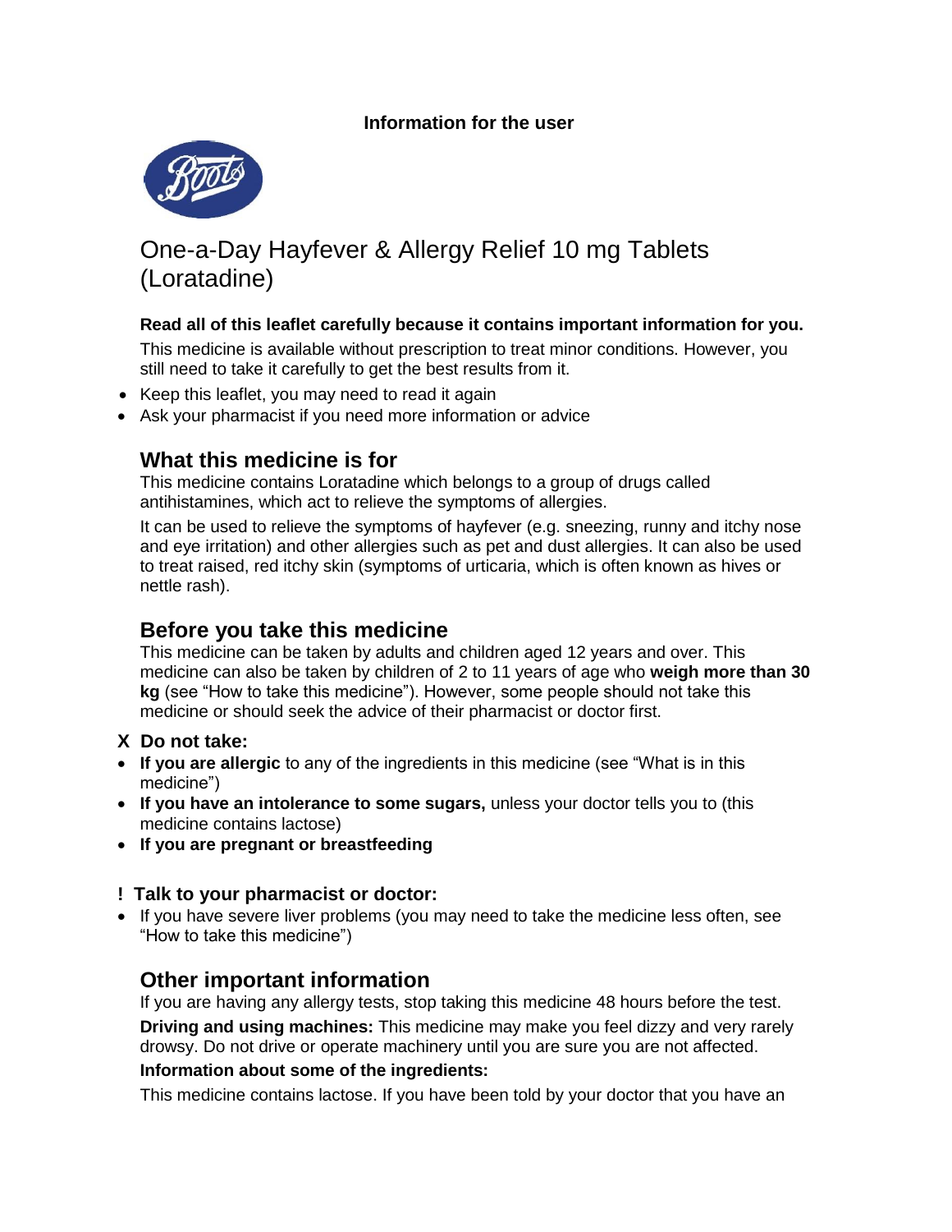**Information for the user**

# One-a-Day Hayfever & Allergy Relief 10 mg Tablets (Loratadine)

**Read all of this leaflet carefully because it contains important information for you.**

This medicine is available without prescription to treat minor conditions. However, you still need to take it carefully to get the best results from it.

- Keep this leaflet, you may need to read it again
- Ask your pharmacist if you need more information or advice

## What this medicine is for

This medicine contains Loratadine which belongs to a group of drugs called antihistamines, which act to relieve the symptoms of allergies.

It can be used to relieve the symptoms of hayfever (e.g. sneezing, runny and itchy nose and eye irritation) and other allergies such as pet and dust allergies. It can also be used to treat raised, red itchy skin (symptoms of urticaria, which is often known as hives or nettle rash).

## Before you take this medicine

This medicine can be taken by adults and children aged 12 years and over. This medicine can also be taken by children of 2 to 11 years of age who **weigh more than 30 kg** (see "How to take this medicine"). However, some people should not take this medicine or should seek the advice of their pharmacist or doctor first.

**X Do not take:**

- **If you are allergic** to any of the ingredients in this medicine (see "What is in this medicine")
- **If you have an intolerance to some sugars,** unless your doctor tells you to (this medicine contains lactose)
- **If you are pregnant or breastfeeding**

**! Talk to your pharmacist or doctor:**

- If you have severe liver problems (you may need to take the medicine less often, see "How to take this medicine")

## Other important information

If you are having any allergy tests, stop taking this medicine 48 hours before the test.

**Driving and using machines:** This medicine may make you feel dizzy and very rarely drowsy. Do not drive or operate machinery until you are sure you are not affected.

**Information about some of the ingredients:**

This medicine contains lactose. If you have been told by your doctor that you have an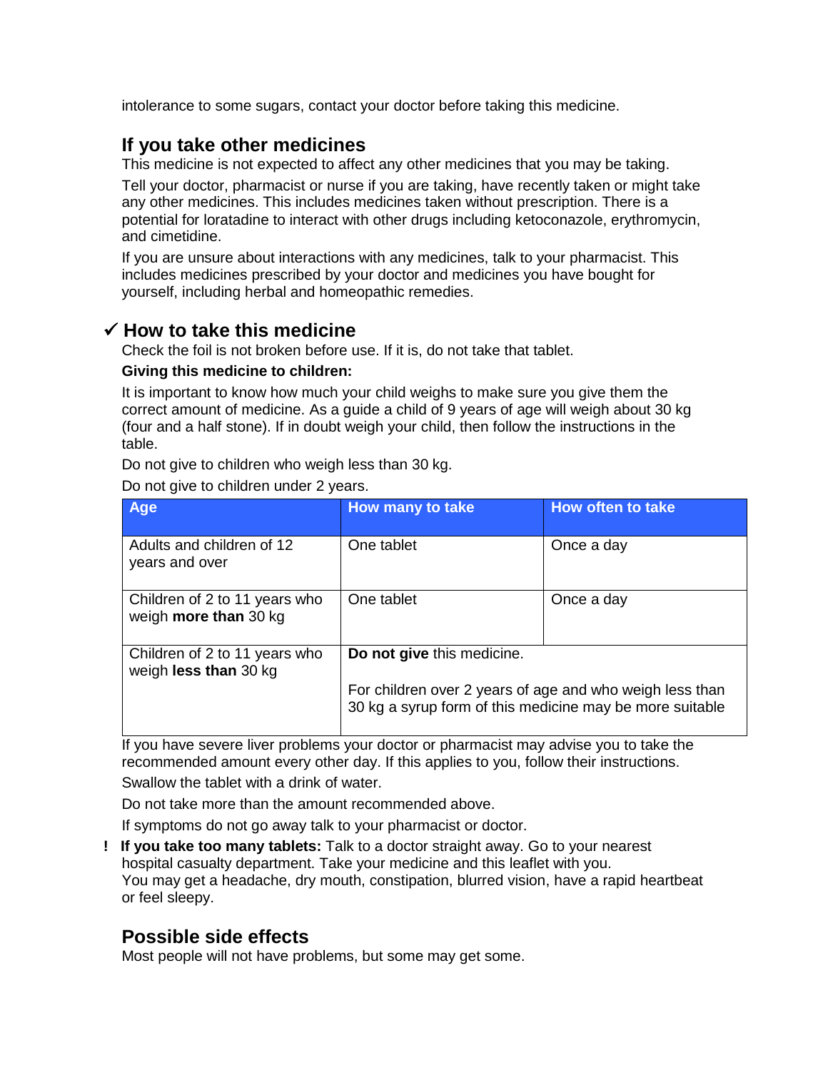intolerance to some sugars, contact your doctor before taking this medicine.

## If you take other medicines

This medicine is not expected to affect any other medicines that you may be taking.

Tell your doctor, pharmacist or nurse if you are taking, have recently taken or might take any other medicines. This includes medicines taken without prescription. There is a potential for loratadine to interact with other drugs including ketoconazole, erythromycin, and cimetidine.

If you are unsure about interactions with any medicines, talk to your pharmacist. This includes medicines prescribed by your doctor and medicines you have bought for yourself, including herbal and homeopathic remedies.

## ✓ How to take this medicine

Check the foil is not broken before use. If it is, do not take that tablet.

**Giving this medicine to children:**

It is important to know how much your child weighs to make sure you give them the correct amount of medicine. As a guide a child of 9 years of age will weigh about 30 kg (four and a half stone). If in doubt weigh your child, then follow the instructions in the table.

Do not give to children who weigh less than 30 kg.

Do not give to children under 2 years.

| Age | How many to take | How often to take |
|---|---|---|
| Adults and children of 12 years and over | One tablet | Once a day |
| Children of 2 to 11 years who weigh **more than** 30 kg | One tablet | Once a day |
| Children of 2 to 11 years who weigh **less than** 30 kg | **Do not give** this medicine. For children over 2 years of age and who weigh less than 30 kg a syrup form of this medicine may be more suitable | |

If you have severe liver problems your doctor or pharmacist may advise you to take the recommended amount every other day. If this applies to you, follow their instructions.

Swallow the tablet with a drink of water.

Do not take more than the amount recommended above.

If symptoms do not go away talk to your pharmacist or doctor.

**! If you take too many tablets:** Talk to a doctor straight away. Go to your nearest hospital casualty department. Take your medicine and this leaflet with you. You may get a headache, dry mouth, constipation, blurred vision, have a rapid heartbeat or feel sleepy.

## Possible side effects

Most people will not have problems, but some may get some.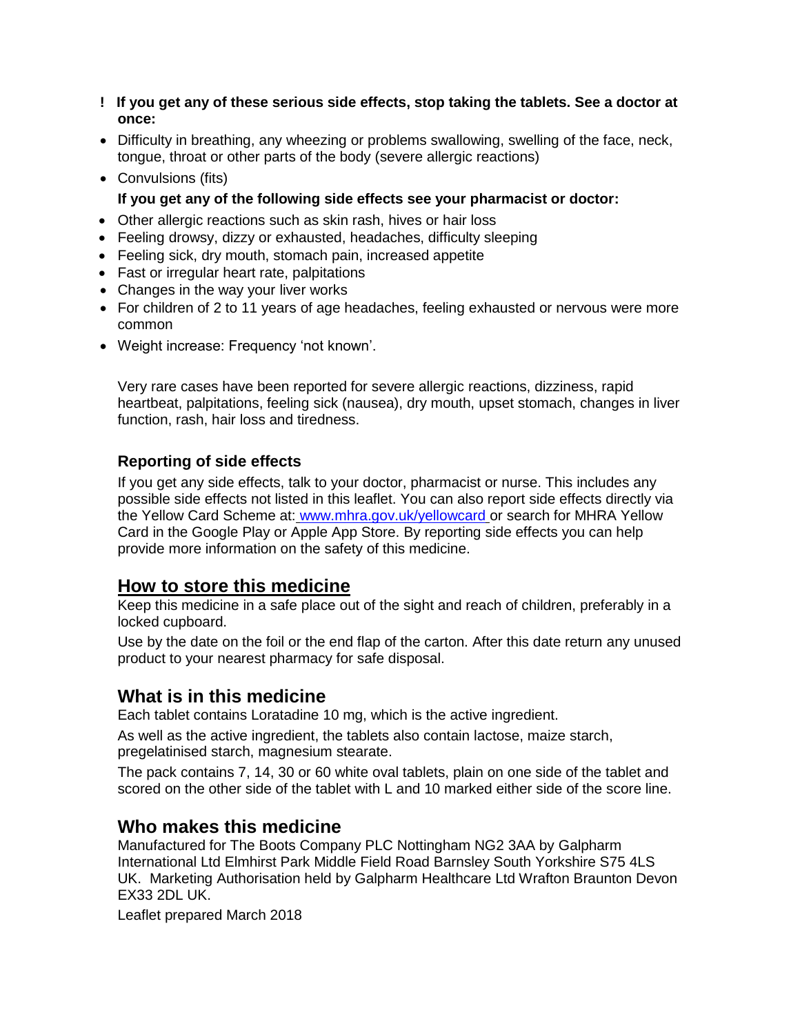**! If you get any of these serious side effects, stop taking the tablets. See a doctor at once:**

- Difficulty in breathing, any wheezing or problems swallowing, swelling of the face, neck, tongue, throat or other parts of the body (severe allergic reactions)
- Convulsions (fits)

**If you get any of the following side effects see your pharmacist or doctor:**

- Other allergic reactions such as skin rash, hives or hair loss
- Feeling drowsy, dizzy or exhausted, headaches, difficulty sleeping
- Feeling sick, dry mouth, stomach pain, increased appetite
- Fast or irregular heart rate, palpitations
- Changes in the way your liver works
- For children of 2 to 11 years of age headaches, feeling exhausted or nervous were more common
- Weight increase: Frequency 'not known'.

Very rare cases have been reported for severe allergic reactions, dizziness, rapid heartbeat, palpitations, feeling sick (nausea), dry mouth, upset stomach, changes in liver function, rash, hair loss and tiredness.

### Reporting of side effects

If you get any side effects, talk to your doctor, pharmacist or nurse. This includes any possible side effects not listed in this leaflet. You can also report side effects directly via the Yellow Card Scheme at: www.mhra.gov.uk/yellowcard or search for MHRA Yellow Card in the Google Play or Apple App Store. By reporting side effects you can help provide more information on the safety of this medicine.

## How to store this medicine

Keep this medicine in a safe place out of the sight and reach of children, preferably in a locked cupboard.

Use by the date on the foil or the end flap of the carton. After this date return any unused product to your nearest pharmacy for safe disposal.

## What is in this medicine

Each tablet contains Loratadine 10 mg, which is the active ingredient.

As well as the active ingredient, the tablets also contain lactose, maize starch, pregelatinised starch, magnesium stearate.

The pack contains 7, 14, 30 or 60 white oval tablets, plain on one side of the tablet and scored on the other side of the tablet with L and 10 marked either side of the score line.

## Who makes this medicine

Manufactured for The Boots Company PLC Nottingham NG2 3AA by Galpharm International Ltd Elmhirst Park Middle Field Road Barnsley South Yorkshire S75 4LS UK. Marketing Authorisation held by Galpharm Healthcare Ltd Wrafton Braunton Devon EX33 2DL UK.

Leaflet prepared March 2018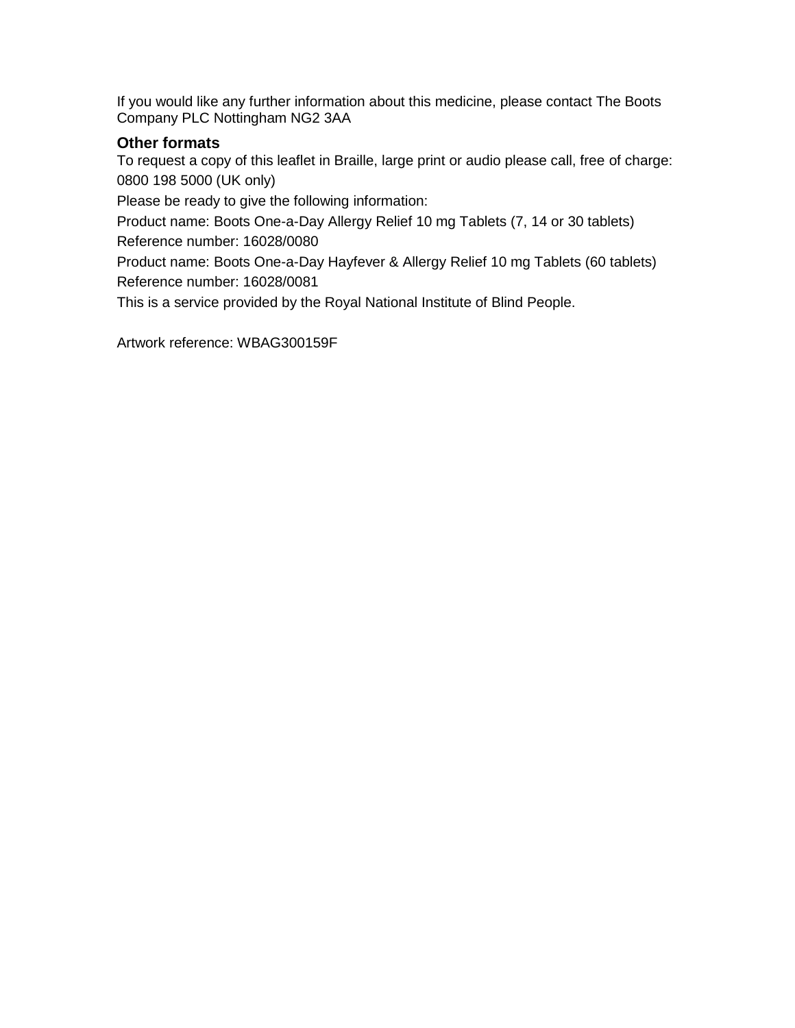If you would like any further information about this medicine, please contact The Boots Company PLC Nottingham NG2 3AA

## Other formats

To request a copy of this leaflet in Braille, large print or audio please call, free of charge:

0800 198 5000 (UK only)

Please be ready to give the following information:

Product name: Boots One-a-Day Allergy Relief 10 mg Tablets (7, 14 or 30 tablets)

Reference number: 16028/0080

Product name: Boots One-a-Day Hayfever & Allergy Relief 10 mg Tablets (60 tablets)

Reference number: 16028/0081

This is a service provided by the Royal National Institute of Blind People.

Artwork reference: WBAG300159F